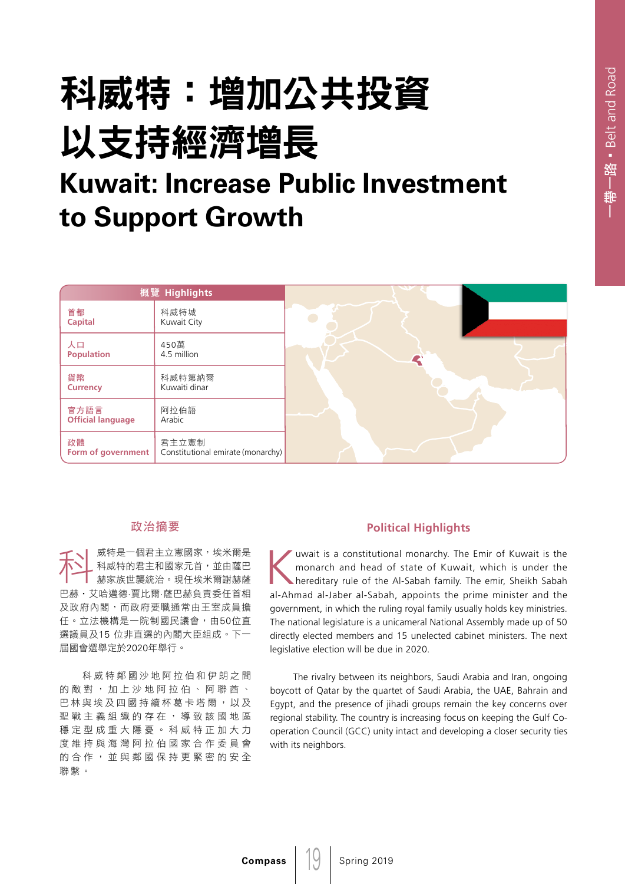# 科威特：增加公共投資以支持經濟增長

# Kuwait: Increase Public Investment to Support Growth

| 概覽 Highlights | |
|---|---|
| 首都 Capital | 科威特城 Kuwait City |
| 人口 Population | 450萬 4.5 million |
| 貨幣 Currency | 科威特第納爾 Kuwaiti dinar |
| 官方語言 Official language | 阿拉伯語 Arabic |
| 政體 Form of government | 君主立憲制 Constitutional emirate (monarchy) |

## 政治摘要

科威特是一個君主立憲國家，埃米爾是科威特的君主和國家元首，並由薩巴赫家族世襲統治。現任埃米爾謝赫薩巴赫・艾哈邁德·賈比爾·薩巴赫負責委任首相及政府內閣，而政府要職通常由王室成員擔任。立法機構是一院制國民議會，由50位直選議員及15 位非直選的內閣大臣組成。下一屆國會選舉定於2020年舉行。

科威特鄰國沙地阿拉伯和伊朗之間的敵對，加上沙地阿拉伯、阿聯酋、巴林與埃及四國持續杯葛卡塔爾，以及聖戰主義組織的存在，導致該國地區穩定型成重大隱憂。科威特正加大力度維持與海灣阿拉伯國家合作委員會的合作，並與鄰國保持更緊密的安全聯繫。

## Political Highlights

Kuwait is a constitutional monarchy. The Emir of Kuwait is the monarch and head of state of Kuwait, which is under the hereditary rule of the Al-Sabah family. The emir, Sheikh Sabah al-Ahmad al-Jaber al-Sabah, appoints the prime minister and the government, in which the ruling royal family usually holds key ministries. The national legislature is a unicameral National Assembly made up of 50 directly elected members and 15 unelected cabinet ministers. The next legislative election will be due in 2020.

The rivalry between its neighbors, Saudi Arabia and Iran, ongoing boycott of Qatar by the quartet of Saudi Arabia, the UAE, Bahrain and Egypt, and the presence of jihadi groups remain the key concerns over regional stability. The country is increasing focus on keeping the Gulf Co-operation Council (GCC) unity intact and developing a closer security ties with its neighbors.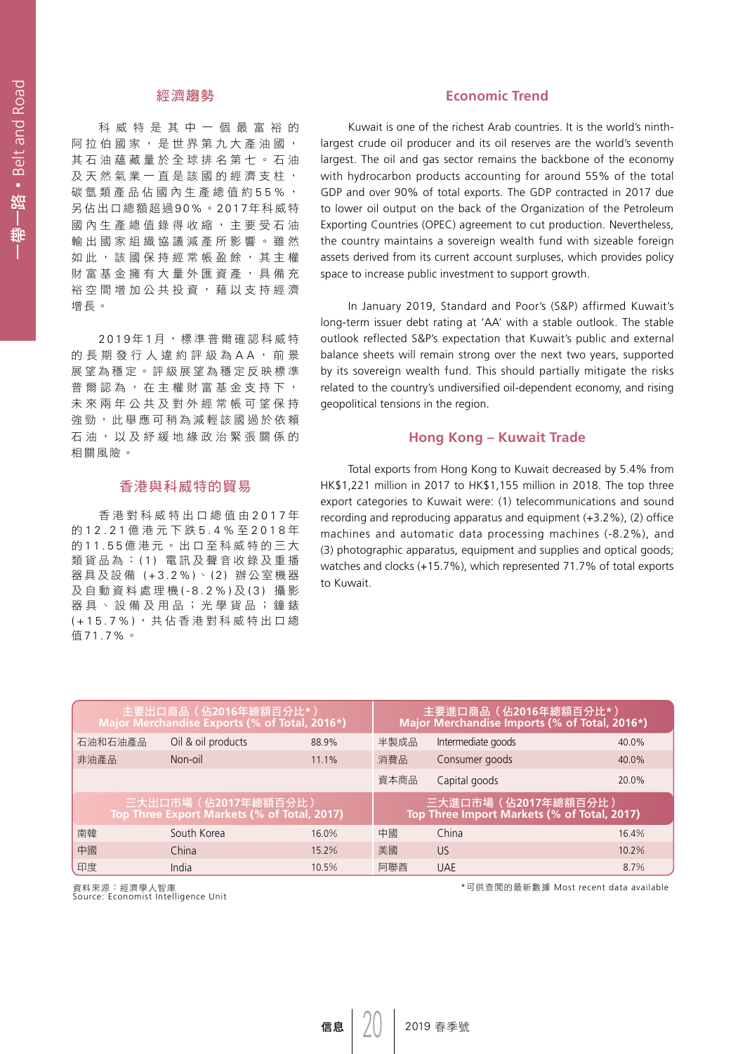## 經濟趨勢

科威特是其中一個最富裕的阿拉伯國家，是世界第九大產油國，其石油蘊藏量於全球排名第七。石油及天然氣業一直是該國的經濟支柱，碳氫類產品佔國內生產總值約55%，另佔出口總額超過90%。2017年科威特國內生產總值錄得收縮，主要受石油輸出國家組織協議減產所影響。雖然如此，該國保持經常帳盈餘，其主權財富基金擁有大量外匯資產，具備充裕空間增加公共投資，藉以支持經濟增長。

2019年1月，標準普爾確認科威特的長期發行人違約評級為AA，前景展望為穩定。評級展望為穩定反映標準普爾認為，在主權財富基金支持下，未來兩年公共及對外經常帳可望保持強勁，此舉應可稍為減輕該國過於依賴石油，以及紓緩地緣政治緊張關係的相關風險。

## 香港與科威特的貿易

香港對科威特出口總值由2017年的12.21億港元下跌5.4%至2018年的11.55億港元。出口至科威特的三大類貨品為：(1) 電訊及聲音收錄及重播器具及設備 (+3.2%)、(2) 辦公室機器及自動資料處理機(-8.2%)及(3) 攝影器具、設備及用品；光學貨品；鐘錶(+15.7%)，共佔香港對科威特出口總值71.7%。

## Economic Trend

Kuwait is one of the richest Arab countries. It is the world's ninth-largest crude oil producer and its oil reserves are the world's seventh largest. The oil and gas sector remains the backbone of the economy with hydrocarbon products accounting for around 55% of the total GDP and over 90% of total exports. The GDP contracted in 2017 due to lower oil output on the back of the Organization of the Petroleum Exporting Countries (OPEC) agreement to cut production. Nevertheless, the country maintains a sovereign wealth fund with sizeable foreign assets derived from its current account surpluses, which provides policy space to increase public investment to support growth.

In January 2019, Standard and Poor's (S&P) affirmed Kuwait's long-term issuer debt rating at 'AA' with a stable outlook. The stable outlook reflected S&P's expectation that Kuwait's public and external balance sheets will remain strong over the next two years, supported by its sovereign wealth fund. This should partially mitigate the risks related to the country's undiversified oil-dependent economy, and rising geopolitical tensions in the region.

## Hong Kong – Kuwait Trade

Total exports from Hong Kong to Kuwait decreased by 5.4% from HK$1,221 million in 2017 to HK$1,155 million in 2018. The top three export categories to Kuwait were: (1) telecommunications and sound recording and reproducing apparatus and equipment (+3.2%), (2) office machines and automatic data processing machines (-8.2%), and (3) photographic apparatus, equipment and supplies and optical goods; watches and clocks (+15.7%), which represented 71.7% of total exports to Kuwait.

| 主要出口商品（佔2016年總額百分比*）<br>Major Merchandise Exports (% of Total, 2016*) | | | 主要進口商品（佔2016年總額百分比*）<br>Major Merchandise Imports (% of Total, 2016*) | | |
|---|---|---|---|---|---|
| 石油和石油產品 | Oil & oil products | 88.9% | 半製成品 | Intermediate goods | 40.0% |
| 非油產品 | Non-oil | 11.1% | 消費品 | Consumer goods | 40.0% |
| | | | 資本商品 | Capital goods | 20.0% |
| **三大出口市場（佔2017年總額百分比）<br>Top Three Export Markets (% of Total, 2017)** | | | **三大進口市場（佔2017年總額百分比）<br>Top Three Import Markets (% of Total, 2017)** | | |
| 南韓 | South Korea | 16.0% | 中國 | China | 16.4% |
| 中國 | China | 15.2% | 美國 | US | 10.2% |
| 印度 | India | 10.5% | 阿聯酋 | UAE | 8.7% |

資料來源：經濟學人智庫
Source: Economist Intelligence Unit

*可供查閱的最新數據 Most recent data available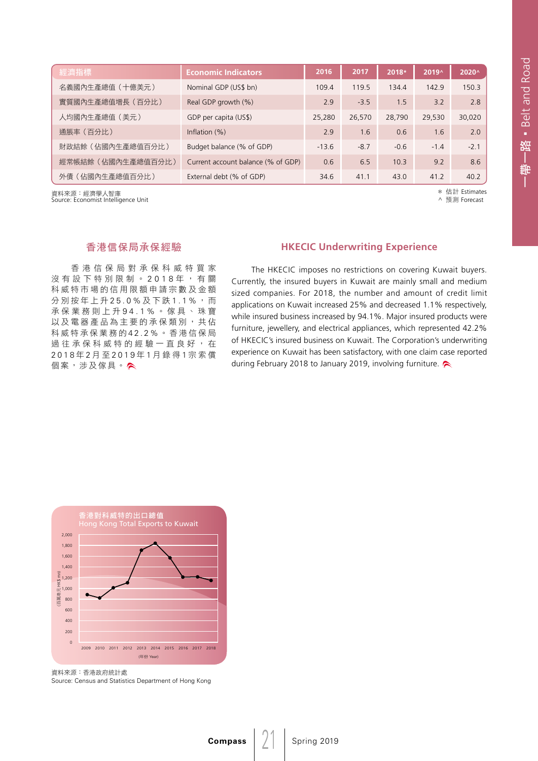| 經濟指標 | Economic Indicators | 2016 | 2017 | 2018* | 2019^ | 2020^ |
|---|---|---|---|---|---|---|
| 名義國內生產總值（十億美元） | Nominal GDP (US$ bn) | 109.4 | 119.5 | 134.4 | 142.9 | 150.3 |
| 實質國內生產總值增長（百分比） | Real GDP growth (%) | 2.9 | -3.5 | 1.5 | 3.2 | 2.8 |
| 人均國內生產總值（美元） | GDP per capita (US$) | 25,280 | 26,570 | 28,790 | 29,530 | 30,020 |
| 通脹率（百分比） | Inflation (%) | 2.9 | 1.6 | 0.6 | 1.6 | 2.0 |
| 財政結餘（佔國內生產總值百分比） | Budget balance (% of GDP) | -13.6 | -8.7 | -0.6 | -1.4 | -2.1 |
| 經常帳結餘（佔國內生產總值百分比） | Current account balance (% of GDP) | 0.6 | 6.5 | 10.3 | 9.2 | 8.6 |
| 外債（佔國內生產總值百分比） | External debt (% of GDP) | 34.6 | 41.1 | 43.0 | 41.2 | 40.2 |

資料來源：經濟學人智庫
Source: Economist Intelligence Unit

\* 估計 Estimates
^ 預測 Forecast

## 香港信保局承保經驗

香港信保局對承保科威特買家沒有設下特別限制。2018年，有關科威特市場的信用限額申請宗數及金額分別按年上升25.0%及下跌1.1%，而承保業務則上升94.1%。傢具、珠寶以及電器產品為主要的承保類別，共佔科威特承保業務的42.2%。香港信保局過往承保科威特的經驗一直良好，在2018年2月至2019年1月錄得1宗索償個案，涉及傢具。

## HKECIC Underwriting Experience

The HKECIC imposes no restrictions on covering Kuwait buyers. Currently, the insured buyers in Kuwait are mainly small and medium sized companies. For 2018, the number and amount of credit limit applications on Kuwait increased 25% and decreased 1.1% respectively, while insured business increased by 94.1%. Major insured products were furniture, jewellery, and electrical appliances, which represented 42.2% of HKECIC's insured business on Kuwait. The Corporation's underwriting experience on Kuwait has been satisfactory, with one claim case reported during February 2018 to January 2019, involving furniture.

香港對科威特的出口總值
Hong Kong Total Exports to Kuwait

(百萬港元 HK$ mn)
2,000
1,800
1,600
1,400
1,200
1,000
800
600
400
200
0

2009 2010 2011 2012 2013 2014 2015 2016 2017 2018
(年份 Year)

資料來源：香港政府統計處
Source: Census and Statistics Department of Hong Kong